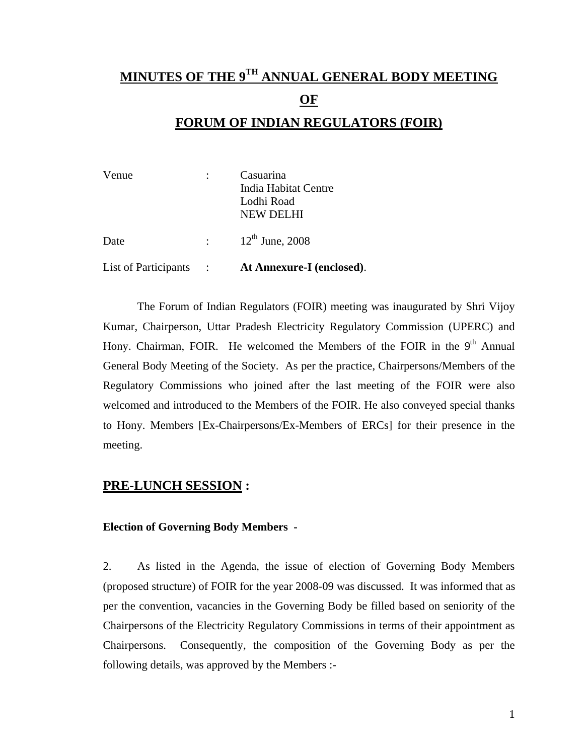# MINUTES OF THE 9TH ANNUAL GENERAL BODY MEETING OF FORUM OF INDIAN REGULATORS (FOIR)

| | | |
|---|---|---|
| Venue | : | Casuarina<br>India Habitat Centre<br>Lodhi Road<br>NEW DELHI |
| Date | : | 12th June, 2008 |
| List of Participants | : | **At Annexure-I (enclosed)**. |

The Forum of Indian Regulators (FOIR) meeting was inaugurated by Shri Vijoy Kumar, Chairperson, Uttar Pradesh Electricity Regulatory Commission (UPERC) and Hony. Chairman, FOIR. He welcomed the Members of the FOIR in the 9th Annual General Body Meeting of the Society. As per the practice, Chairpersons/Members of the Regulatory Commissions who joined after the last meeting of the FOIR were also welcomed and introduced to the Members of the FOIR. He also conveyed special thanks to Hony. Members [Ex-Chairpersons/Ex-Members of ERCs] for their presence in the meeting.

## PRE-LUNCH SESSION :

### Election of Governing Body Members -

2. As listed in the Agenda, the issue of election of Governing Body Members (proposed structure) of FOIR for the year 2008-09 was discussed. It was informed that as per the convention, vacancies in the Governing Body be filled based on seniority of the Chairpersons of the Electricity Regulatory Commissions in terms of their appointment as Chairpersons. Consequently, the composition of the Governing Body as per the following details, was approved by the Members :-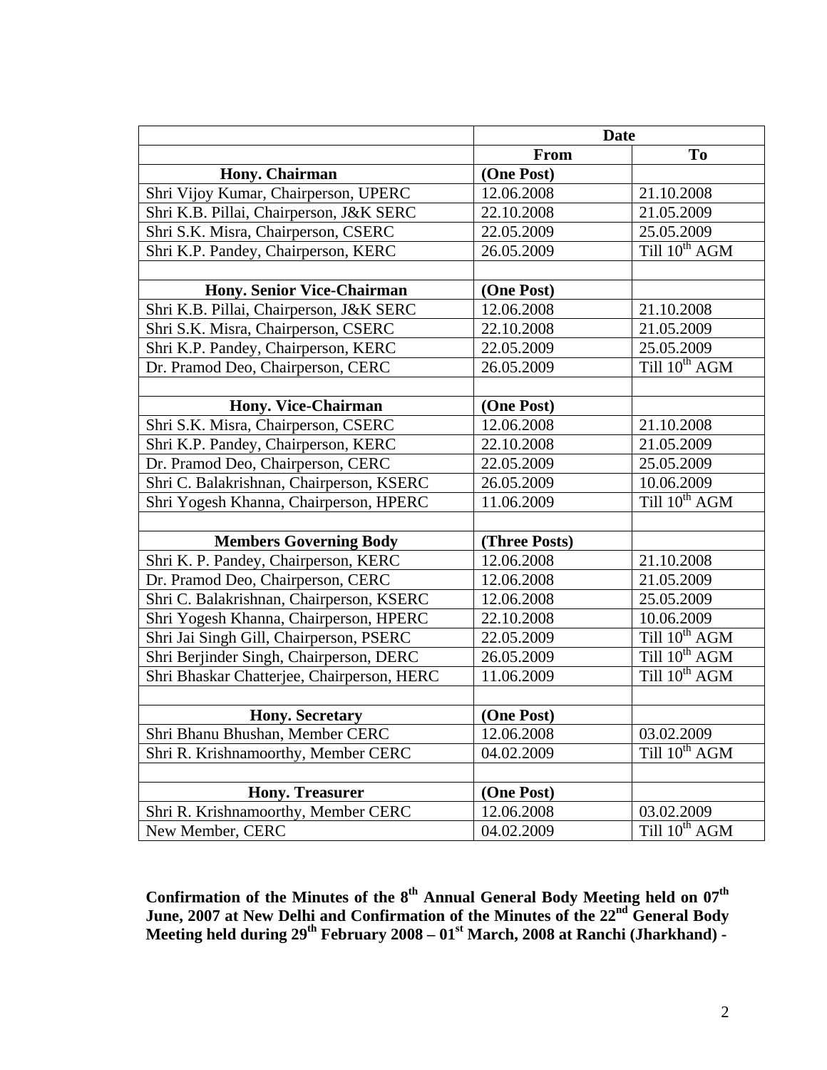| | Date | |
|---|---|---|
| | **From** | **To** |
| **Hony. Chairman** | **(One Post)** | |
| Shri Vijoy Kumar, Chairperson, UPERC | 12.06.2008 | 21.10.2008 |
| Shri K.B. Pillai, Chairperson, J&K SERC | 22.10.2008 | 21.05.2009 |
| Shri S.K. Misra, Chairperson, CSERC | 22.05.2009 | 25.05.2009 |
| Shri K.P. Pandey, Chairperson, KERC | 26.05.2009 | Till 10th AGM |
| | | |
| **Hony. Senior Vice-Chairman** | **(One Post)** | |
| Shri K.B. Pillai, Chairperson, J&K SERC | 12.06.2008 | 21.10.2008 |
| Shri S.K. Misra, Chairperson, CSERC | 22.10.2008 | 21.05.2009 |
| Shri K.P. Pandey, Chairperson, KERC | 22.05.2009 | 25.05.2009 |
| Dr. Pramod Deo, Chairperson, CERC | 26.05.2009 | Till 10th AGM |
| | | |
| **Hony. Vice-Chairman** | **(One Post)** | |
| Shri S.K. Misra, Chairperson, CSERC | 12.06.2008 | 21.10.2008 |
| Shri K.P. Pandey, Chairperson, KERC | 22.10.2008 | 21.05.2009 |
| Dr. Pramod Deo, Chairperson, CERC | 22.05.2009 | 25.05.2009 |
| Shri C. Balakrishnan, Chairperson, KSERC | 26.05.2009 | 10.06.2009 |
| Shri Yogesh Khanna, Chairperson, HPERC | 11.06.2009 | Till 10th AGM |
| | | |
| **Members Governing Body** | **(Three Posts)** | |
| Shri K. P. Pandey, Chairperson, KERC | 12.06.2008 | 21.10.2008 |
| Dr. Pramod Deo, Chairperson, CERC | 12.06.2008 | 21.05.2009 |
| Shri C. Balakrishnan, Chairperson, KSERC | 12.06.2008 | 25.05.2009 |
| Shri Yogesh Khanna, Chairperson, HPERC | 22.10.2008 | 10.06.2009 |
| Shri Jai Singh Gill, Chairperson, PSERC | 22.05.2009 | Till 10th AGM |
| Shri Berjinder Singh, Chairperson, DERC | 26.05.2009 | Till 10th AGM |
| Shri Bhaskar Chatterjee, Chairperson, HERC | 11.06.2009 | Till 10th AGM |
| | | |
| **Hony. Secretary** | **(One Post)** | |
| Shri Bhanu Bhushan, Member CERC | 12.06.2008 | 03.02.2009 |
| Shri R. Krishnamoorthy, Member CERC | 04.02.2009 | Till 10th AGM |
| | | |
| **Hony. Treasurer** | **(One Post)** | |
| Shri R. Krishnamoorthy, Member CERC | 12.06.2008 | 03.02.2009 |
| New Member, CERC | 04.02.2009 | Till 10th AGM |

**Confirmation of the Minutes of the 8th Annual General Body Meeting held on 07th June, 2007 at New Delhi and Confirmation of the Minutes of the 22nd General Body Meeting held during 29th February 2008 – 01st March, 2008 at Ranchi (Jharkhand) -**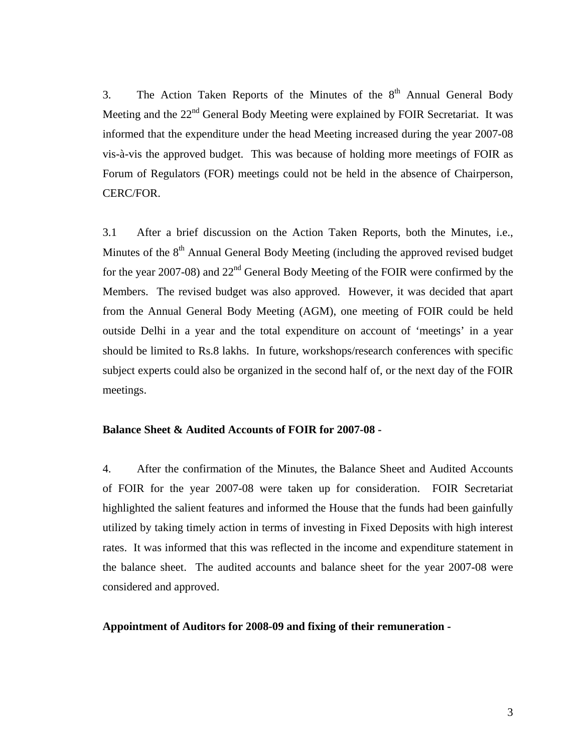3. The Action Taken Reports of the Minutes of the 8th Annual General Body Meeting and the 22nd General Body Meeting were explained by FOIR Secretariat. It was informed that the expenditure under the head Meeting increased during the year 2007-08 vis-à-vis the approved budget. This was because of holding more meetings of FOIR as Forum of Regulators (FOR) meetings could not be held in the absence of Chairperson, CERC/FOR.

3.1 After a brief discussion on the Action Taken Reports, both the Minutes, i.e., Minutes of the 8th Annual General Body Meeting (including the approved revised budget for the year 2007-08) and 22nd General Body Meeting of the FOIR were confirmed by the Members. The revised budget was also approved. However, it was decided that apart from the Annual General Body Meeting (AGM), one meeting of FOIR could be held outside Delhi in a year and the total expenditure on account of 'meetings' in a year should be limited to Rs.8 lakhs. In future, workshops/research conferences with specific subject experts could also be organized in the second half of, or the next day of the FOIR meetings.

**Balance Sheet & Audited Accounts of FOIR for 2007-08 -**

4. After the confirmation of the Minutes, the Balance Sheet and Audited Accounts of FOIR for the year 2007-08 were taken up for consideration. FOIR Secretariat highlighted the salient features and informed the House that the funds had been gainfully utilized by taking timely action in terms of investing in Fixed Deposits with high interest rates. It was informed that this was reflected in the income and expenditure statement in the balance sheet. The audited accounts and balance sheet for the year 2007-08 were considered and approved.

**Appointment of Auditors for 2008-09 and fixing of their remuneration -**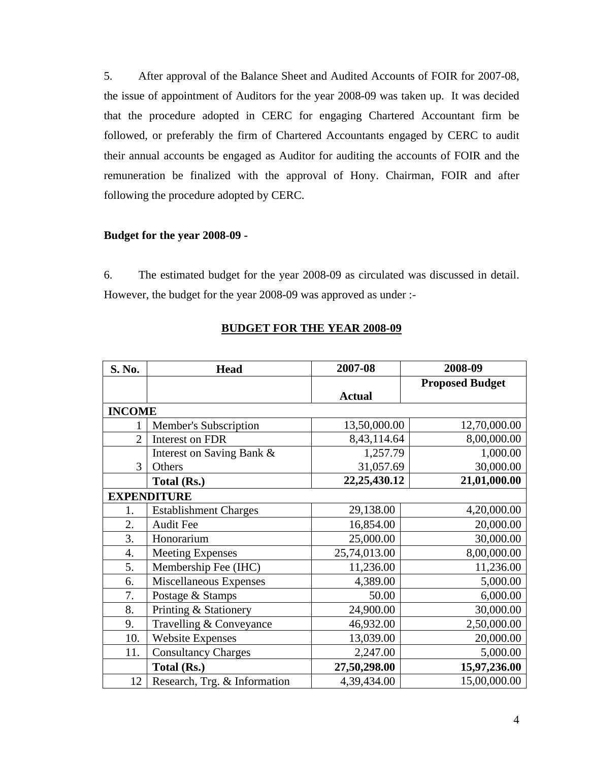5. After approval of the Balance Sheet and Audited Accounts of FOIR for 2007-08, the issue of appointment of Auditors for the year 2008-09 was taken up. It was decided that the procedure adopted in CERC for engaging Chartered Accountant firm be followed, or preferably the firm of Chartered Accountants engaged by CERC to audit their annual accounts be engaged as Auditor for auditing the accounts of FOIR and the remuneration be finalized with the approval of Hony. Chairman, FOIR and after following the procedure adopted by CERC.

**Budget for the year 2008-09 -**

6. The estimated budget for the year 2008-09 as circulated was discussed in detail. However, the budget for the year 2008-09 was approved as under :-

**BUDGET FOR THE YEAR 2008-09**

| S. No. | Head | 2007-08 | 2008-09 |
|---|---|---|---|
| | | Actual | Proposed Budget |
| **INCOME** | | | |
| 1 | Member's Subscription | 13,50,000.00 | 12,70,000.00 |
| 2 | Interest on FDR | 8,43,114.64 | 8,00,000.00 |
| 3 | Interest on Saving Bank & Others | 1,257.79<br>31,057.69 | 1,000.00<br>30,000.00 |
| | **Total (Rs.)** | **22,25,430.12** | **21,01,000.00** |
| **EXPENDITURE** | | | |
| 1. | Establishment Charges | 29,138.00 | 4,20,000.00 |
| 2. | Audit Fee | 16,854.00 | 20,000.00 |
| 3. | Honorarium | 25,000.00 | 30,000.00 |
| 4. | Meeting Expenses | 25,74,013.00 | 8,00,000.00 |
| 5. | Membership Fee (IHC) | 11,236.00 | 11,236.00 |
| 6. | Miscellaneous Expenses | 4,389.00 | 5,000.00 |
| 7. | Postage & Stamps | 50.00 | 6,000.00 |
| 8. | Printing & Stationery | 24,900.00 | 30,000.00 |
| 9. | Travelling & Conveyance | 46,932.00 | 2,50,000.00 |
| 10. | Website Expenses | 13,039.00 | 20,000.00 |
| 11. | Consultancy Charges | 2,247.00 | 5,000.00 |
| | **Total (Rs.)** | **27,50,298.00** | **15,97,236.00** |
| 12 | Research, Trg. & Information | 4,39,434.00 | 15,00,000.00 |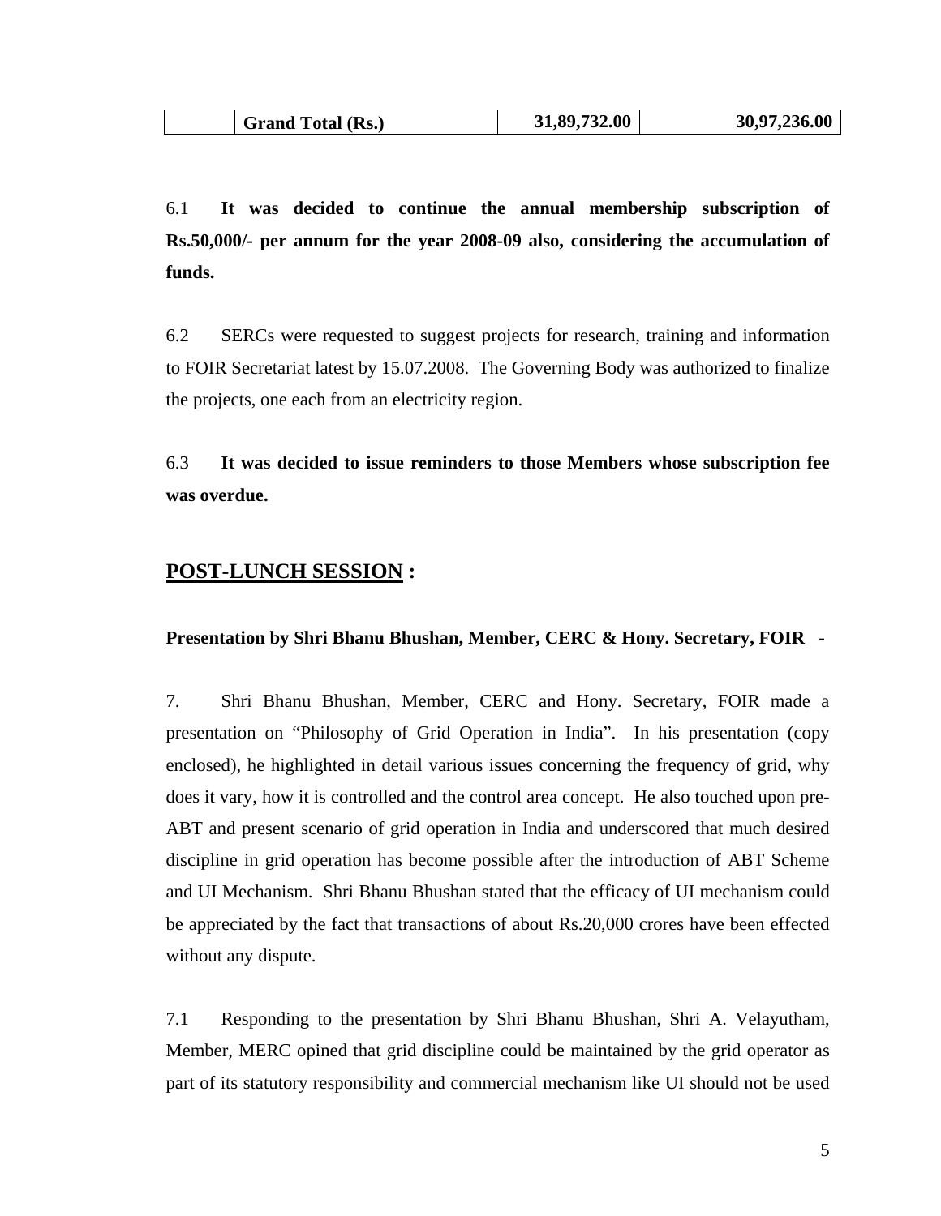|  | **Grand Total (Rs.)** | **31,89,732.00** | **30,97,236.00** |
|---|---|---|---|

6.1 **It was decided to continue the annual membership subscription of Rs.50,000/- per annum for the year 2008-09 also, considering the accumulation of funds.**

6.2 SERCs were requested to suggest projects for research, training and information to FOIR Secretariat latest by 15.07.2008. The Governing Body was authorized to finalize the projects, one each from an electricity region.

6.3 **It was decided to issue reminders to those Members whose subscription fee was overdue.**

## **POST-LUNCH SESSION :**

**Presentation by Shri Bhanu Bhushan, Member, CERC & Hony. Secretary, FOIR -**

7. Shri Bhanu Bhushan, Member, CERC and Hony. Secretary, FOIR made a presentation on "Philosophy of Grid Operation in India". In his presentation (copy enclosed), he highlighted in detail various issues concerning the frequency of grid, why does it vary, how it is controlled and the control area concept. He also touched upon pre-ABT and present scenario of grid operation in India and underscored that much desired discipline in grid operation has become possible after the introduction of ABT Scheme and UI Mechanism. Shri Bhanu Bhushan stated that the efficacy of UI mechanism could be appreciated by the fact that transactions of about Rs.20,000 crores have been effected without any dispute.

7.1 Responding to the presentation by Shri Bhanu Bhushan, Shri A. Velayutham, Member, MERC opined that grid discipline could be maintained by the grid operator as part of its statutory responsibility and commercial mechanism like UI should not be used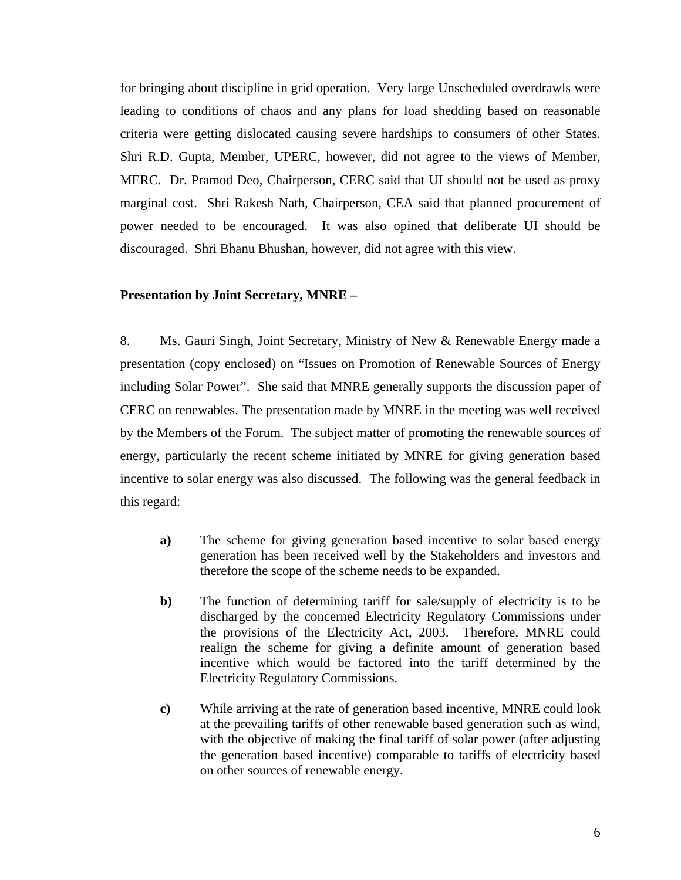for bringing about discipline in grid operation. Very large Unscheduled overdrawls were leading to conditions of chaos and any plans for load shedding based on reasonable criteria were getting dislocated causing severe hardships to consumers of other States. Shri R.D. Gupta, Member, UPERC, however, did not agree to the views of Member, MERC. Dr. Pramod Deo, Chairperson, CERC said that UI should not be used as proxy marginal cost. Shri Rakesh Nath, Chairperson, CEA said that planned procurement of power needed to be encouraged. It was also opined that deliberate UI should be discouraged. Shri Bhanu Bhushan, however, did not agree with this view.

**Presentation by Joint Secretary, MNRE –**

8. Ms. Gauri Singh, Joint Secretary, Ministry of New & Renewable Energy made a presentation (copy enclosed) on "Issues on Promotion of Renewable Sources of Energy including Solar Power". She said that MNRE generally supports the discussion paper of CERC on renewables. The presentation made by MNRE in the meeting was well received by the Members of the Forum. The subject matter of promoting the renewable sources of energy, particularly the recent scheme initiated by MNRE for giving generation based incentive to solar energy was also discussed. The following was the general feedback in this regard:

**a)** The scheme for giving generation based incentive to solar based energy generation has been received well by the Stakeholders and investors and therefore the scope of the scheme needs to be expanded.

**b)** The function of determining tariff for sale/supply of electricity is to be discharged by the concerned Electricity Regulatory Commissions under the provisions of the Electricity Act, 2003. Therefore, MNRE could realign the scheme for giving a definite amount of generation based incentive which would be factored into the tariff determined by the Electricity Regulatory Commissions.

**c)** While arriving at the rate of generation based incentive, MNRE could look at the prevailing tariffs of other renewable based generation such as wind, with the objective of making the final tariff of solar power (after adjusting the generation based incentive) comparable to tariffs of electricity based on other sources of renewable energy.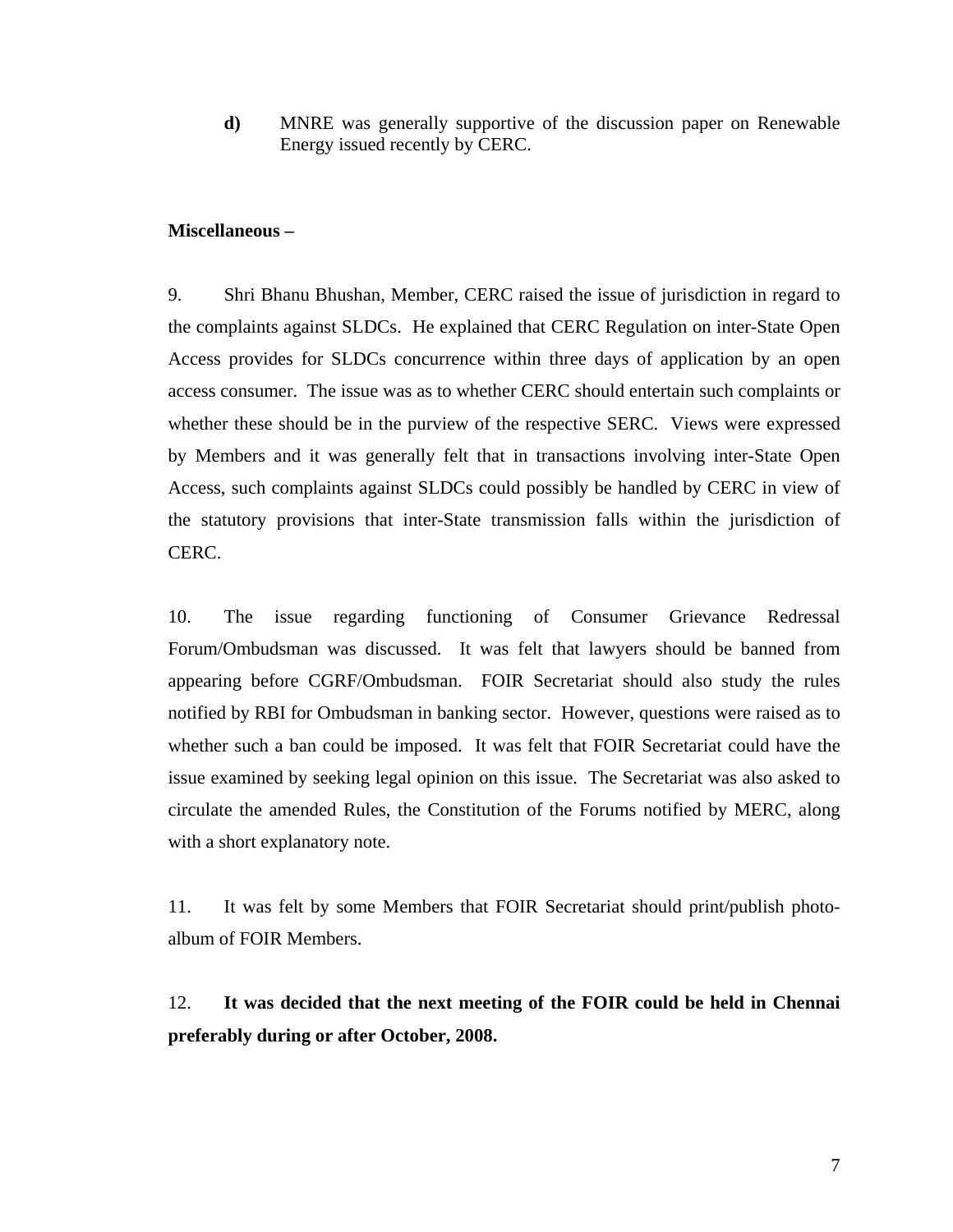**d)** MNRE was generally supportive of the discussion paper on Renewable Energy issued recently by CERC.

**Miscellaneous –**

9. Shri Bhanu Bhushan, Member, CERC raised the issue of jurisdiction in regard to the complaints against SLDCs. He explained that CERC Regulation on inter-State Open Access provides for SLDCs concurrence within three days of application by an open access consumer. The issue was as to whether CERC should entertain such complaints or whether these should be in the purview of the respective SERC. Views were expressed by Members and it was generally felt that in transactions involving inter-State Open Access, such complaints against SLDCs could possibly be handled by CERC in view of the statutory provisions that inter-State transmission falls within the jurisdiction of CERC.

10. The issue regarding functioning of Consumer Grievance Redressal Forum/Ombudsman was discussed. It was felt that lawyers should be banned from appearing before CGRF/Ombudsman. FOIR Secretariat should also study the rules notified by RBI for Ombudsman in banking sector. However, questions were raised as to whether such a ban could be imposed. It was felt that FOIR Secretariat could have the issue examined by seeking legal opinion on this issue. The Secretariat was also asked to circulate the amended Rules, the Constitution of the Forums notified by MERC, along with a short explanatory note.

11. It was felt by some Members that FOIR Secretariat should print/publish photo-album of FOIR Members.

12. **It was decided that the next meeting of the FOIR could be held in Chennai preferably during or after October, 2008.**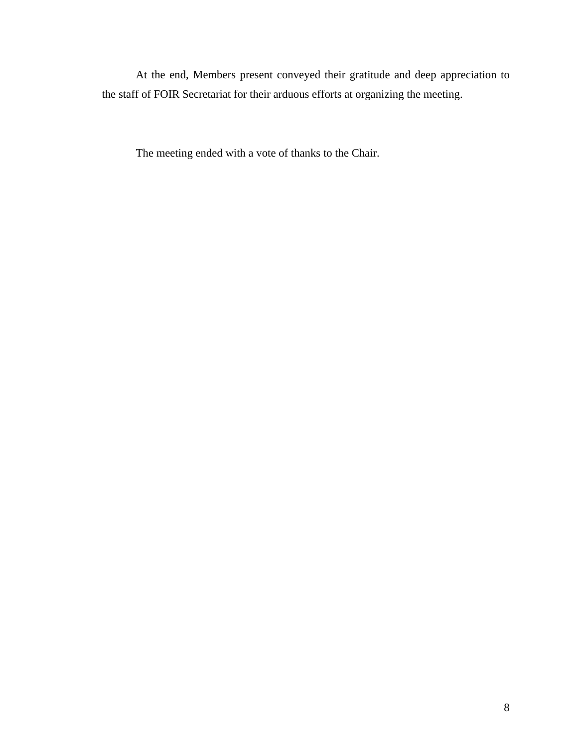At the end, Members present conveyed their gratitude and deep appreciation to the staff of FOIR Secretariat for their arduous efforts at organizing the meeting.

The meeting ended with a vote of thanks to the Chair.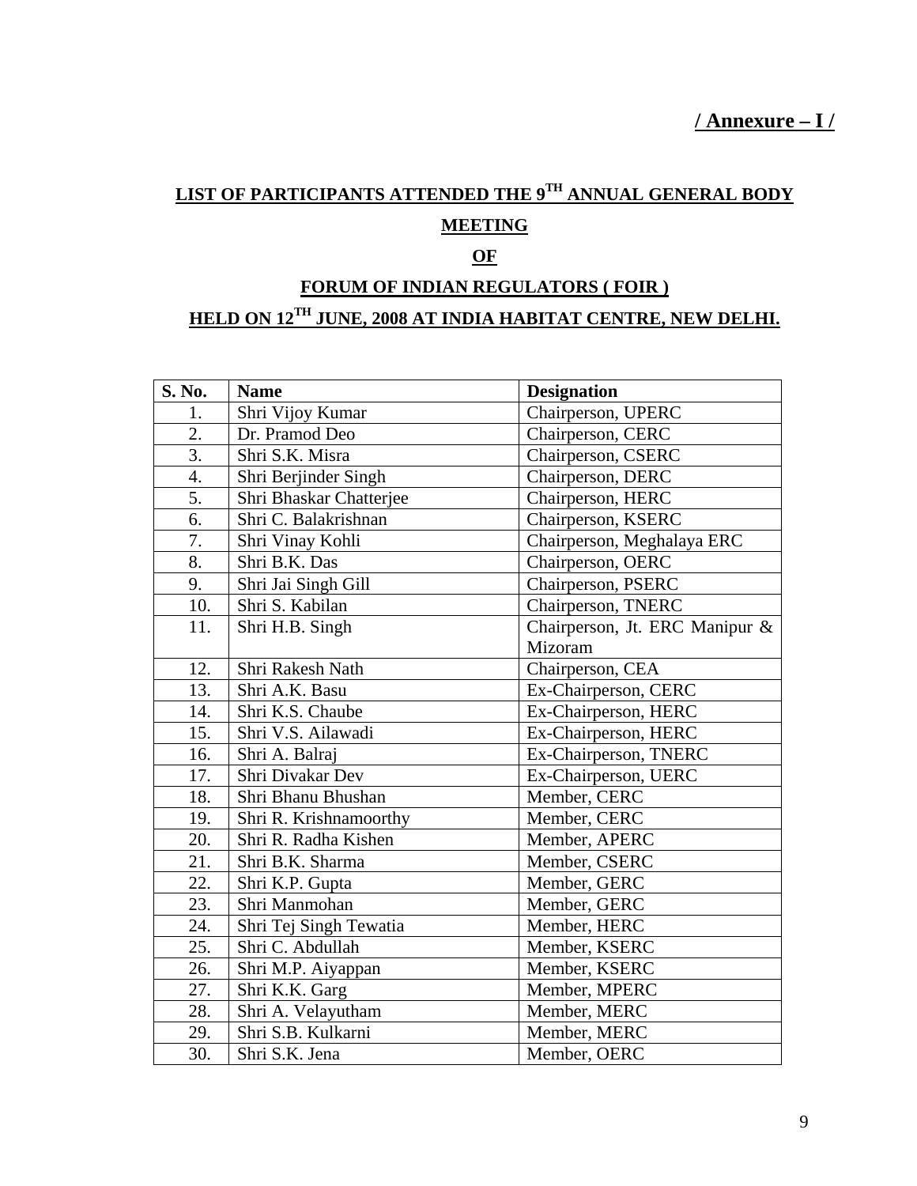**/ Annexure – I /**

## LIST OF PARTICIPANTS ATTENDED THE 9TH ANNUAL GENERAL BODY MEETING OF FORUM OF INDIAN REGULATORS ( FOIR ) HELD ON 12TH JUNE, 2008 AT INDIA HABITAT CENTRE, NEW DELHI.

| S. No. | Name | Designation |
|---|---|---|
| 1. | Shri Vijoy Kumar | Chairperson, UPERC |
| 2. | Dr. Pramod Deo | Chairperson, CERC |
| 3. | Shri S.K. Misra | Chairperson, CSERC |
| 4. | Shri Berjinder Singh | Chairperson, DERC |
| 5. | Shri Bhaskar Chatterjee | Chairperson, HERC |
| 6. | Shri C. Balakrishnan | Chairperson, KSERC |
| 7. | Shri Vinay Kohli | Chairperson, Meghalaya ERC |
| 8. | Shri B.K. Das | Chairperson, OERC |
| 9. | Shri Jai Singh Gill | Chairperson, PSERC |
| 10. | Shri S. Kabilan | Chairperson, TNERC |
| 11. | Shri H.B. Singh | Chairperson, Jt. ERC Manipur & Mizoram |
| 12. | Shri Rakesh Nath | Chairperson, CEA |
| 13. | Shri A.K. Basu | Ex-Chairperson, CERC |
| 14. | Shri K.S. Chaube | Ex-Chairperson, HERC |
| 15. | Shri V.S. Ailawadi | Ex-Chairperson, HERC |
| 16. | Shri A. Balraj | Ex-Chairperson, TNERC |
| 17. | Shri Divakar Dev | Ex-Chairperson, UERC |
| 18. | Shri Bhanu Bhushan | Member, CERC |
| 19. | Shri R. Krishnamoorthy | Member, CERC |
| 20. | Shri R. Radha Kishen | Member, APERC |
| 21. | Shri B.K. Sharma | Member, CSERC |
| 22. | Shri K.P. Gupta | Member, GERC |
| 23. | Shri Manmohan | Member, GERC |
| 24. | Shri Tej Singh Tewatia | Member, HERC |
| 25. | Shri C. Abdullah | Member, KSERC |
| 26. | Shri M.P. Aiyappan | Member, KSERC |
| 27. | Shri K.K. Garg | Member, MPERC |
| 28. | Shri A. Velayutham | Member, MERC |
| 29. | Shri S.B. Kulkarni | Member, MERC |
| 30. | Shri S.K. Jena | Member, OERC |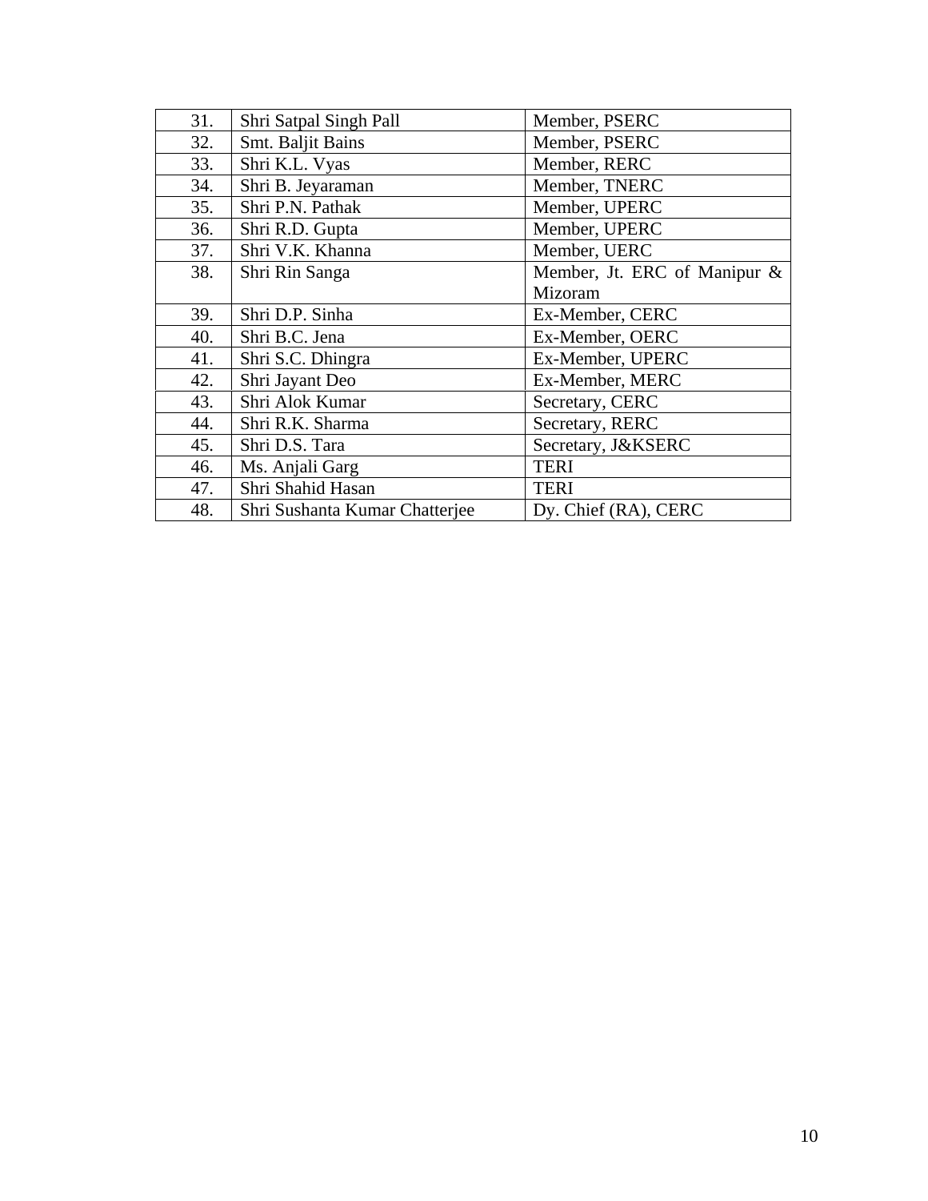| | | |
|---|---|---|
| 31. | Shri Satpal Singh Pall | Member, PSERC |
| 32. | Smt. Baljit Bains | Member, PSERC |
| 33. | Shri K.L. Vyas | Member, RERC |
| 34. | Shri B. Jeyaraman | Member, TNERC |
| 35. | Shri P.N. Pathak | Member, UPERC |
| 36. | Shri R.D. Gupta | Member, UPERC |
| 37. | Shri V.K. Khanna | Member, UERC |
| 38. | Shri Rin Sanga | Member, Jt. ERC of Manipur & Mizoram |
| 39. | Shri D.P. Sinha | Ex-Member, CERC |
| 40. | Shri B.C. Jena | Ex-Member, OERC |
| 41. | Shri S.C. Dhingra | Ex-Member, UPERC |
| 42. | Shri Jayant Deo | Ex-Member, MERC |
| 43. | Shri Alok Kumar | Secretary, CERC |
| 44. | Shri R.K. Sharma | Secretary, RERC |
| 45. | Shri D.S. Tara | Secretary, J&KSERC |
| 46. | Ms. Anjali Garg | TERI |
| 47. | Shri Shahid Hasan | TERI |
| 48. | Shri Sushanta Kumar Chatterjee | Dy. Chief (RA), CERC |